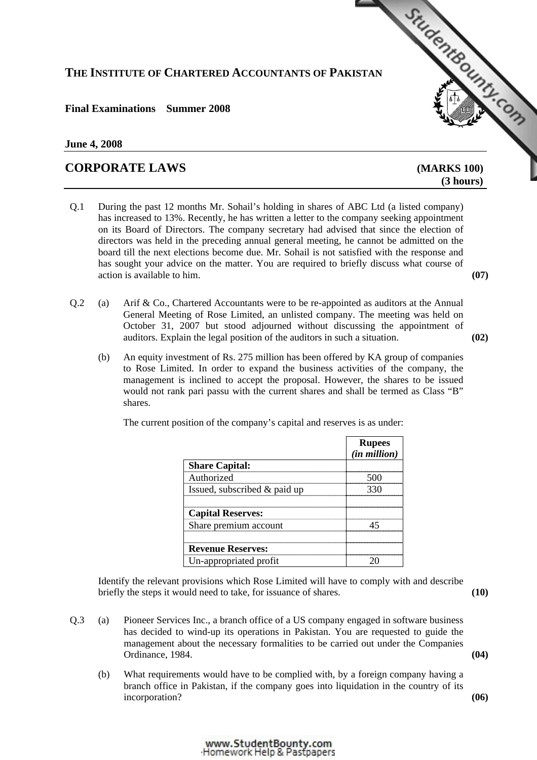# THE INSTITUTE OF CHARTERED ACCOUNTANTS OF PAKISTAN

**Final Examinations Summer 2008**

**June 4, 2008**

## CORPORATE LAWS

**(MARKS 100)**
**(3 hours)**

Q.1 During the past 12 months Mr. Sohail's holding in shares of ABC Ltd (a listed company) has increased to 13%. Recently, he has written a letter to the company seeking appointment on its Board of Directors. The company secretary had advised that since the election of directors was held in the preceding annual general meeting, he cannot be admitted on the board till the next elections become due. Mr. Sohail is not satisfied with the response and has sought your advice on the matter. You are required to briefly discuss what course of action is available to him. **(07)**

Q.2 (a) Arif & Co., Chartered Accountants were to be re-appointed as auditors at the Annual General Meeting of Rose Limited, an unlisted company. The meeting was held on October 31, 2007 but stood adjourned without discussing the appointment of auditors. Explain the legal position of the auditors in such a situation. **(02)**

(b) An equity investment of Rs. 275 million has been offered by KA group of companies to Rose Limited. In order to expand the business activities of the company, the management is inclined to accept the proposal. However, the shares to be issued would not rank pari passu with the current shares and shall be termed as Class "B" shares.

The current position of the company's capital and reserves is as under:

| | **Rupees** *(in million)* |
|---|---|
| **Share Capital:** | |
| Authorized | 500 |
| Issued, subscribed & paid up | 330 |
| | |
| **Capital Reserves:** | |
| Share premium account | 45 |
| | |
| **Revenue Reserves:** | |
| Un-appropriated profit | 20 |

Identify the relevant provisions which Rose Limited will have to comply with and describe briefly the steps it would need to take, for issuance of shares. **(10)**

Q.3 (a) Pioneer Services Inc., a branch office of a US company engaged in software business has decided to wind-up its operations in Pakistan. You are requested to guide the management about the necessary formalities to be carried out under the Companies Ordinance, 1984. **(04)**

(b) What requirements would have to be complied with, by a foreign company having a branch office in Pakistan, if the company goes into liquidation in the country of its incorporation? **(06)**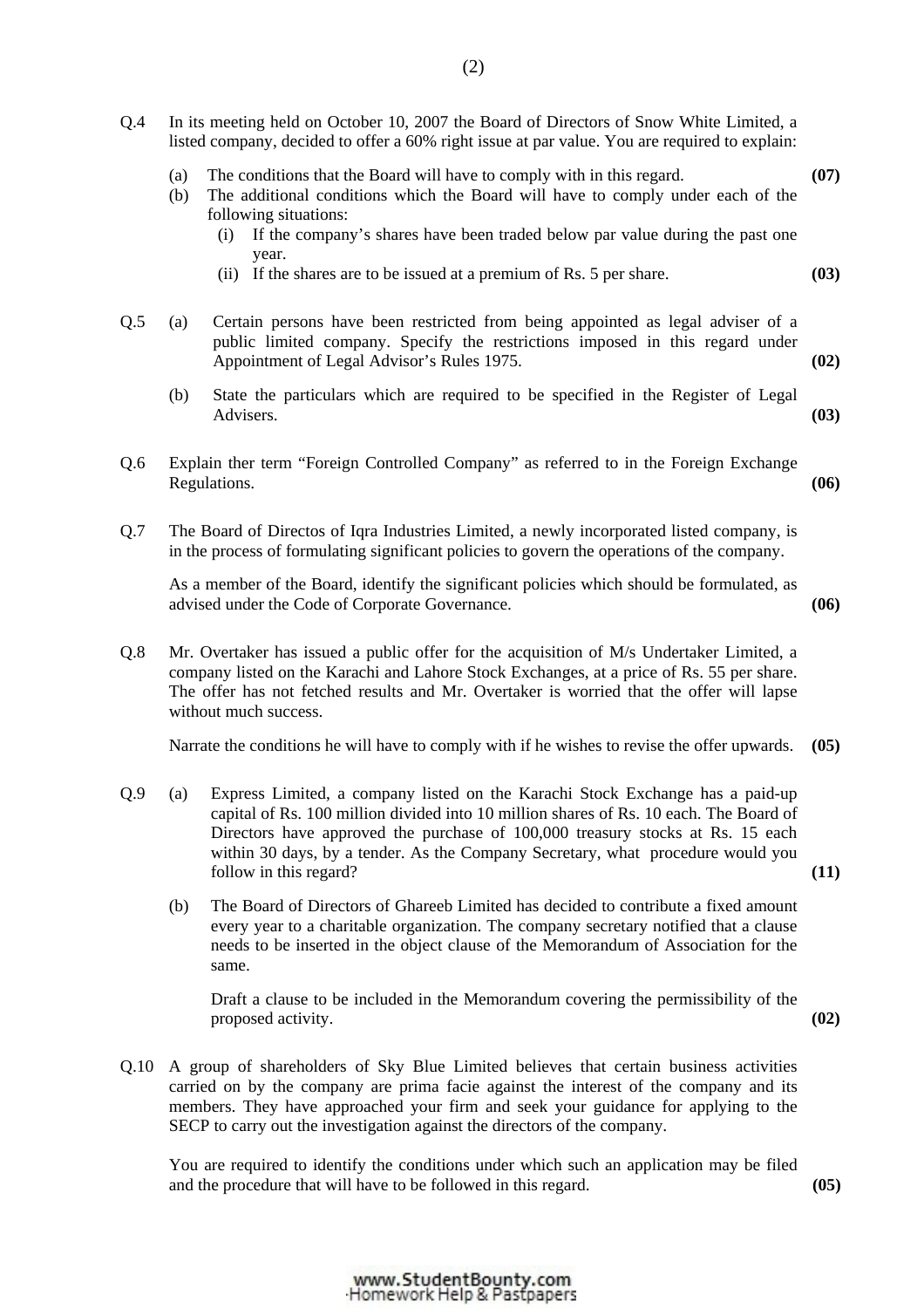Q.4 In its meeting held on October 10, 2007 the Board of Directors of Snow White Limited, a listed company, decided to offer a 60% right issue at par value. You are required to explain:

(a) The conditions that the Board will have to comply with in this regard. **(07)**

(b) The additional conditions which the Board will have to comply under each of the following situations:

 (i) If the company's shares have been traded below par value during the past one year.

 (ii) If the shares are to be issued at a premium of Rs. 5 per share. **(03)**

Q.5 (a) Certain persons have been restricted from being appointed as legal adviser of a public limited company. Specify the restrictions imposed in this regard under Appointment of Legal Advisor's Rules 1975. **(02)**

(b) State the particulars which are required to be specified in the Register of Legal Advisers. **(03)**

Q.6 Explain ther term "Foreign Controlled Company" as referred to in the Foreign Exchange Regulations. **(06)**

Q.7 The Board of Directos of Iqra Industries Limited, a newly incorporated listed company, is in the process of formulating significant policies to govern the operations of the company.

As a member of the Board, identify the significant policies which should be formulated, as advised under the Code of Corporate Governance. **(06)**

Q.8 Mr. Overtaker has issued a public offer for the acquisition of M/s Undertaker Limited, a company listed on the Karachi and Lahore Stock Exchanges, at a price of Rs. 55 per share. The offer has not fetched results and Mr. Overtaker is worried that the offer will lapse without much success.

Narrate the conditions he will have to comply with if he wishes to revise the offer upwards. **(05)**

Q.9 (a) Express Limited, a company listed on the Karachi Stock Exchange has a paid-up capital of Rs. 100 million divided into 10 million shares of Rs. 10 each. The Board of Directors have approved the purchase of 100,000 treasury stocks at Rs. 15 each within 30 days, by a tender. As the Company Secretary, what procedure would you follow in this regard? **(11)**

(b) The Board of Directors of Ghareeb Limited has decided to contribute a fixed amount every year to a charitable organization. The company secretary notified that a clause needs to be inserted in the object clause of the Memorandum of Association for the same.

Draft a clause to be included in the Memorandum covering the permissibility of the proposed activity. **(02)**

Q.10 A group of shareholders of Sky Blue Limited believes that certain business activities carried on by the company are prima facie against the interest of the company and its members. They have approached your firm and seek your guidance for applying to the SECP to carry out the investigation against the directors of the company.

You are required to identify the conditions under which such an application may be filed and the procedure that will have to be followed in this regard. **(05)**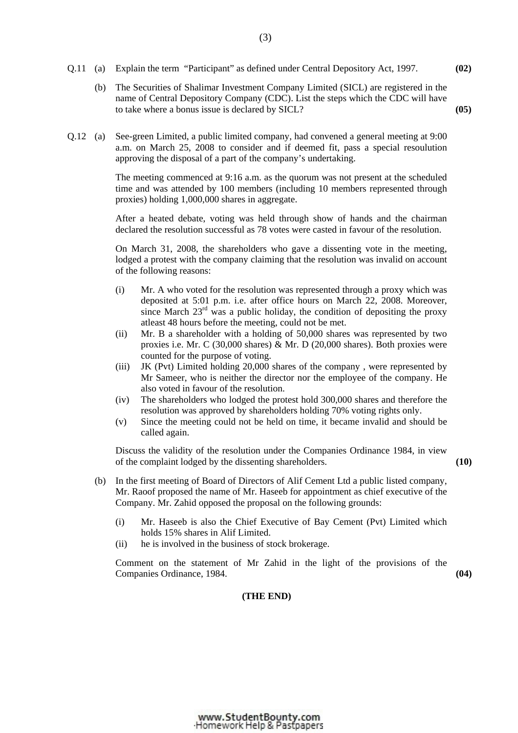Q.11 (a) Explain the term "Participant" as defined under Central Depository Act, 1997. **(02)**

(b) The Securities of Shalimar Investment Company Limited (SICL) are registered in the name of Central Depository Company (CDC). List the steps which the CDC will have to take where a bonus issue is declared by SICL? **(05)**

Q.12 (a) See-green Limited, a public limited company, had convened a general meeting at 9:00 a.m. on March 25, 2008 to consider and if deemed fit, pass a special resoulution approving the disposal of a part of the company's undertaking.

The meeting commenced at 9:16 a.m. as the quorum was not present at the scheduled time and was attended by 100 members (including 10 members represented through proxies) holding 1,000,000 shares in aggregate.

After a heated debate, voting was held through show of hands and the chairman declared the resolution successful as 78 votes were casted in favour of the resolution.

On March 31, 2008, the shareholders who gave a dissenting vote in the meeting, lodged a protest with the company claiming that the resolution was invalid on account of the following reasons:

(i) Mr. A who voted for the resolution was represented through a proxy which was deposited at 5:01 p.m. i.e. after office hours on March 22, 2008. Moreover, since March 23rd was a public holiday, the condition of depositing the proxy atleast 48 hours before the meeting, could not be met.

(ii) Mr. B a shareholder with a holding of 50,000 shares was represented by two proxies i.e. Mr. C (30,000 shares) & Mr. D (20,000 shares). Both proxies were counted for the purpose of voting.

(iii) JK (Pvt) Limited holding 20,000 shares of the company , were represented by Mr Sameer, who is neither the director nor the employee of the company. He also voted in favour of the resolution.

(iv) The shareholders who lodged the protest hold 300,000 shares and therefore the resolution was approved by shareholders holding 70% voting rights only.

(v) Since the meeting could not be held on time, it became invalid and should be called again.

Discuss the validity of the resolution under the Companies Ordinance 1984, in view of the complaint lodged by the dissenting shareholders. **(10)**

(b) In the first meeting of Board of Directors of Alif Cement Ltd a public listed company, Mr. Raoof proposed the name of Mr. Haseeb for appointment as chief executive of the Company. Mr. Zahid opposed the proposal on the following grounds:

(i) Mr. Haseeb is also the Chief Executive of Bay Cement (Pvt) Limited which holds 15% shares in Alif Limited.

(ii) he is involved in the business of stock brokerage.

Comment on the statement of Mr Zahid in the light of the provisions of the Companies Ordinance, 1984. **(04)**

**(THE END)**